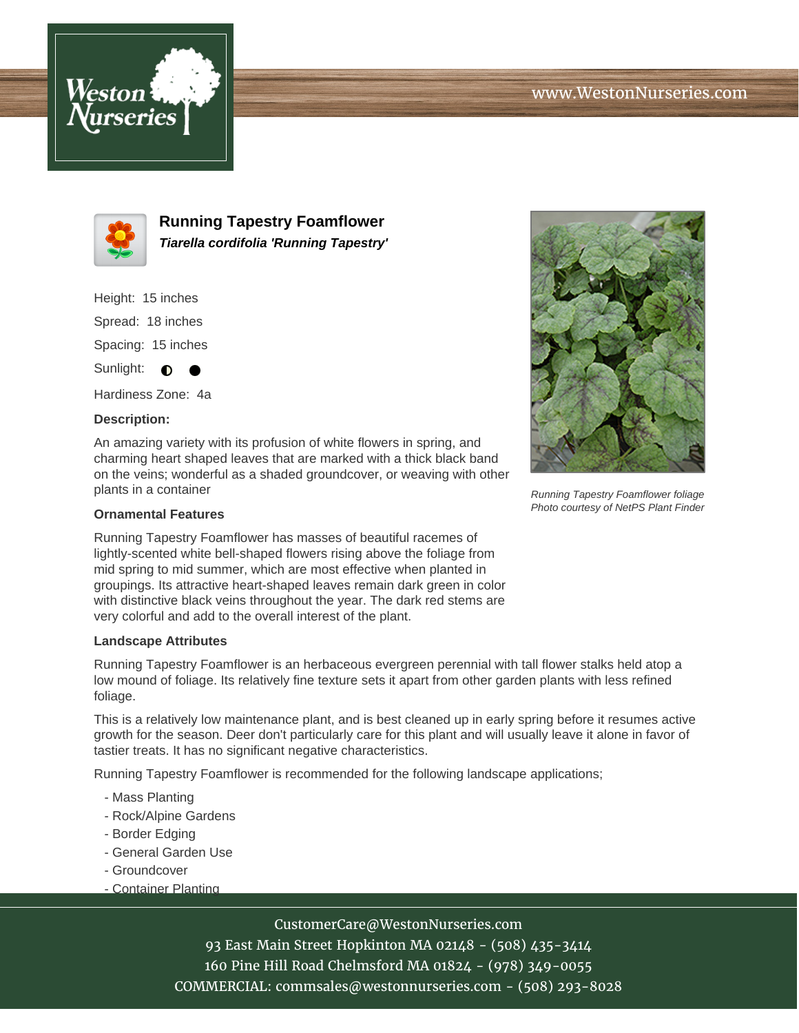# Running Tapestry Foamflower

***Tiarella cordifolia 'Running Tapestry'***

Height: 15 inches

Spread: 18 inches

Spacing: 15 inches

Sunlight: ◐ ●

Hardiness Zone: 4a

**Description:**

An amazing variety with its profusion of white flowers in spring, and charming heart shaped leaves that are marked with a thick black band on the veins; wonderful as a shaded groundcover, or weaving with other plants in a container

*Running Tapestry Foamflower foliage*
*Photo courtesy of NetPS Plant Finder*

### Ornamental Features

Running Tapestry Foamflower has masses of beautiful racemes of lightly-scented white bell-shaped flowers rising above the foliage from mid spring to mid summer, which are most effective when planted in groupings. Its attractive heart-shaped leaves remain dark green in color with distinctive black veins throughout the year. The dark red stems are very colorful and add to the overall interest of the plant.

### Landscape Attributes

Running Tapestry Foamflower is an herbaceous evergreen perennial with tall flower stalks held atop a low mound of foliage. Its relatively fine texture sets it apart from other garden plants with less refined foliage.

This is a relatively low maintenance plant, and is best cleaned up in early spring before it resumes active growth for the season. Deer don't particularly care for this plant and will usually leave it alone in favor of tastier treats. It has no significant negative characteristics.

Running Tapestry Foamflower is recommended for the following landscape applications;

- Mass Planting
- Rock/Alpine Gardens
- Border Edging
- General Garden Use
- Groundcover
- Container Planting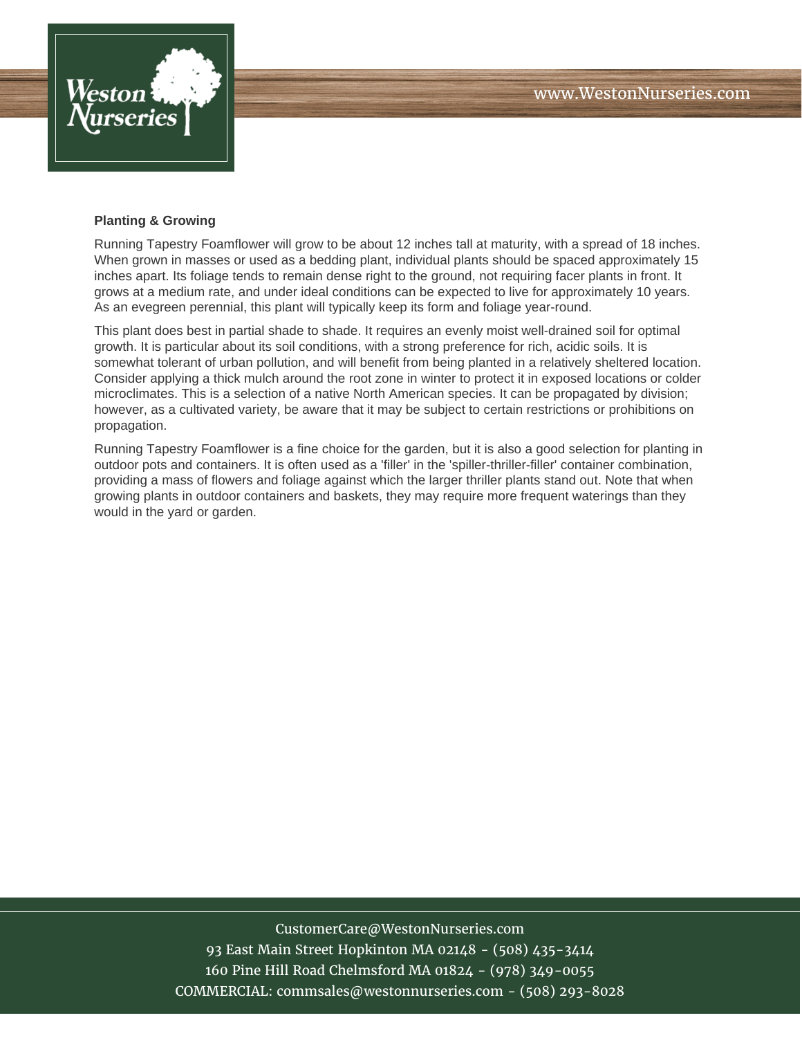**Planting & Growing**

Running Tapestry Foamflower will grow to be about 12 inches tall at maturity, with a spread of 18 inches. When grown in masses or used as a bedding plant, individual plants should be spaced approximately 15 inches apart. Its foliage tends to remain dense right to the ground, not requiring facer plants in front. It grows at a medium rate, and under ideal conditions can be expected to live for approximately 10 years. As an evegreen perennial, this plant will typically keep its form and foliage year-round.

This plant does best in partial shade to shade. It requires an evenly moist well-drained soil for optimal growth. It is particular about its soil conditions, with a strong preference for rich, acidic soils. It is somewhat tolerant of urban pollution, and will benefit from being planted in a relatively sheltered location. Consider applying a thick mulch around the root zone in winter to protect it in exposed locations or colder microclimates. This is a selection of a native North American species. It can be propagated by division; however, as a cultivated variety, be aware that it may be subject to certain restrictions or prohibitions on propagation.

Running Tapestry Foamflower is a fine choice for the garden, but it is also a good selection for planting in outdoor pots and containers. It is often used as a 'filler' in the 'spiller-thriller-filler' container combination, providing a mass of flowers and foliage against which the larger thriller plants stand out. Note that when growing plants in outdoor containers and baskets, they may require more frequent waterings than they would in the yard or garden.